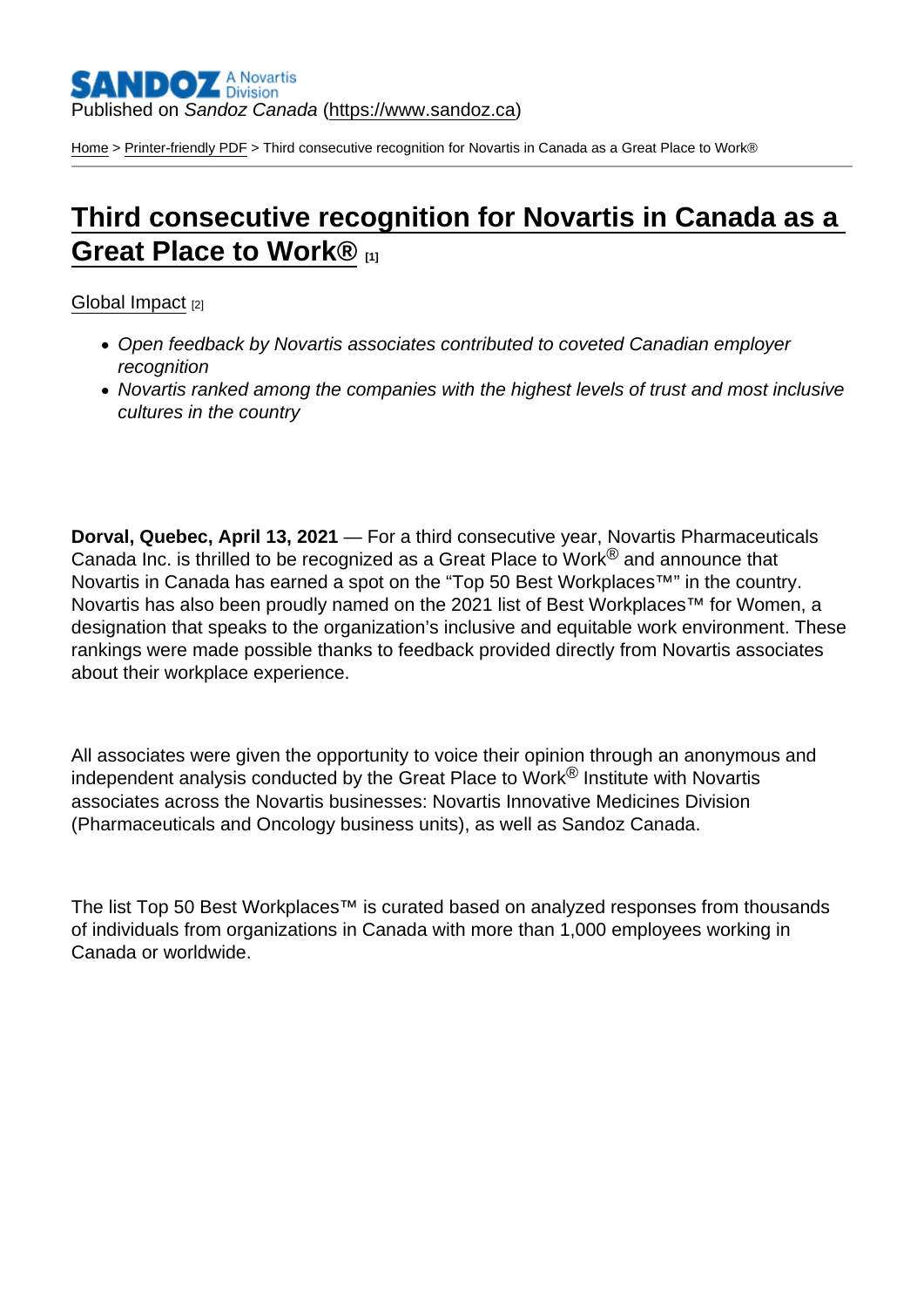Published on *Sandoz Canada* (https://www.sandoz.ca)

Home > Printer-friendly PDF > Third consecutive recognition for Novartis in Canada as a Great Place to Work®

# Third consecutive recognition for Novartis in Canada as a Great Place to Work® [1]

Global Impact [2]

- *Open feedback by Novartis associates contributed to coveted Canadian employer recognition*
- *Novartis ranked among the companies with the highest levels of trust and most inclusive cultures in the country*

**Dorval, Quebec, April 13, 2021** — For a third consecutive year, Novartis Pharmaceuticals Canada Inc. is thrilled to be recognized as a Great Place to Work® and announce that Novartis in Canada has earned a spot on the "Top 50 Best Workplaces™" in the country. Novartis has also been proudly named on the 2021 list of Best Workplaces™ for Women, a designation that speaks to the organization's inclusive and equitable work environment. These rankings were made possible thanks to feedback provided directly from Novartis associates about their workplace experience.

All associates were given the opportunity to voice their opinion through an anonymous and independent analysis conducted by the Great Place to Work® Institute with Novartis associates across the Novartis businesses: Novartis Innovative Medicines Division (Pharmaceuticals and Oncology business units), as well as Sandoz Canada.

The list Top 50 Best Workplaces™ is curated based on analyzed responses from thousands of individuals from organizations in Canada with more than 1,000 employees working in Canada or worldwide.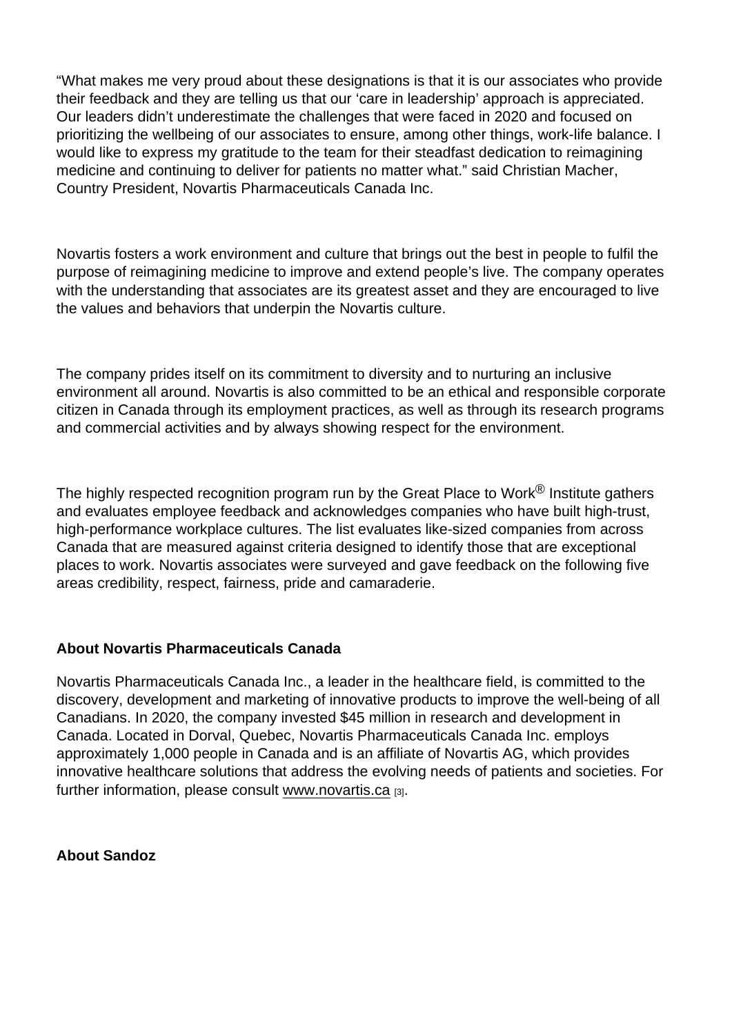"What makes me very proud about these designations is that it is our associates who provide their feedback and they are telling us that our 'care in leadership' approach is appreciated. Our leaders didn't underestimate the challenges that were faced in 2020 and focused on prioritizing the wellbeing of our associates to ensure, among other things, work-life balance. I would like to express my gratitude to the team for their steadfast dedication to reimagining medicine and continuing to deliver for patients no matter what." said Christian Macher, Country President, Novartis Pharmaceuticals Canada Inc.

Novartis fosters a work environment and culture that brings out the best in people to fulfil the purpose of reimagining medicine to improve and extend people's live. The company operates with the understanding that associates are its greatest asset and they are encouraged to live the values and behaviors that underpin the Novartis culture.

The company prides itself on its commitment to diversity and to nurturing an inclusive environment all around. Novartis is also committed to be an ethical and responsible corporate citizen in Canada through its employment practices, as well as through its research programs and commercial activities and by always showing respect for the environment.

The highly respected recognition program run by the Great Place to Work® Institute gathers and evaluates employee feedback and acknowledges companies who have built high-trust, high-performance workplace cultures. The list evaluates like-sized companies from across Canada that are measured against criteria designed to identify those that are exceptional places to work. Novartis associates were surveyed and gave feedback on the following five areas credibility, respect, fairness, pride and camaraderie.

**About Novartis Pharmaceuticals Canada**

Novartis Pharmaceuticals Canada Inc., a leader in the healthcare field, is committed to the discovery, development and marketing of innovative products to improve the well-being of all Canadians. In 2020, the company invested $45 million in research and development in Canada. Located in Dorval, Quebec, Novartis Pharmaceuticals Canada Inc. employs approximately 1,000 people in Canada and is an affiliate of Novartis AG, which provides innovative healthcare solutions that address the evolving needs of patients and societies. For further information, please consult www.novartis.ca [3].

**About Sandoz**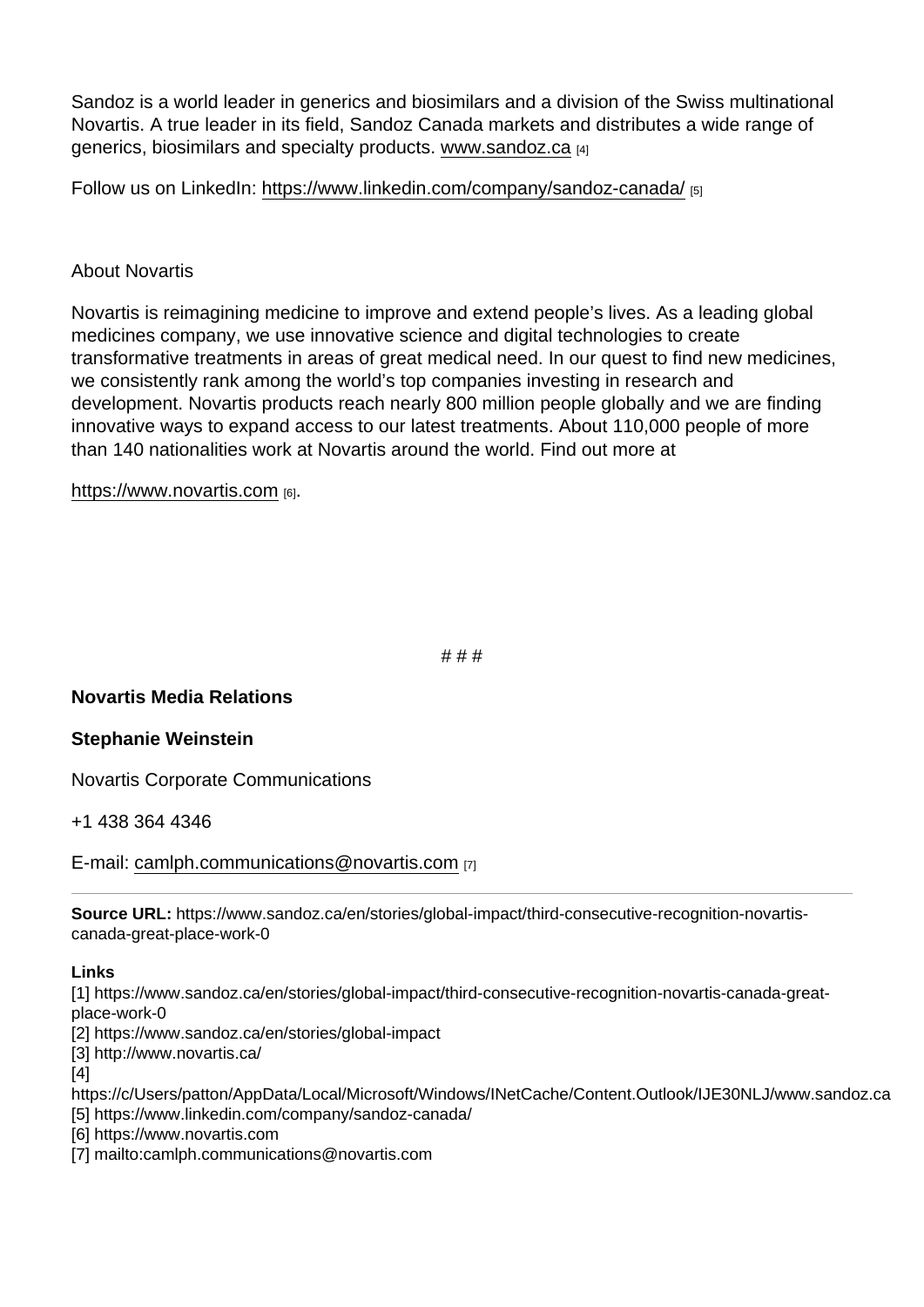Sandoz is a world leader in generics and biosimilars and a division of the Swiss multinational Novartis. A true leader in its field, Sandoz Canada markets and distributes a wide range of generics, biosimilars and specialty products. www.sandoz.ca [4]

Follow us on LinkedIn: https://www.linkedin.com/company/sandoz-canada/ [5]

About Novartis

Novartis is reimagining medicine to improve and extend people's lives. As a leading global medicines company, we use innovative science and digital technologies to create transformative treatments in areas of great medical need. In our quest to find new medicines, we consistently rank among the world's top companies investing in research and development. Novartis products reach nearly 800 million people globally and we are finding innovative ways to expand access to our latest treatments. About 110,000 people of more than 140 nationalities work at Novartis around the world. Find out more at

https://www.novartis.com [6].

# # #

**Novartis Media Relations**

**Stephanie Weinstein**

Novartis Corporate Communications

+1 438 364 4346

E-mail: camlph.communications@novartis.com [7]

---

**Source URL:** https://www.sandoz.ca/en/stories/global-impact/third-consecutive-recognition-novartis-canada-great-place-work-0

**Links**
[1] https://www.sandoz.ca/en/stories/global-impact/third-consecutive-recognition-novartis-canada-great-place-work-0
[2] https://www.sandoz.ca/en/stories/global-impact
[3] http://www.novartis.ca/
[4] https://c/Users/patton/AppData/Local/Microsoft/Windows/INetCache/Content.Outlook/IJE30NLJ/www.sandoz.ca
[5] https://www.linkedin.com/company/sandoz-canada/
[6] https://www.novartis.com
[7] mailto:camlph.communications@novartis.com